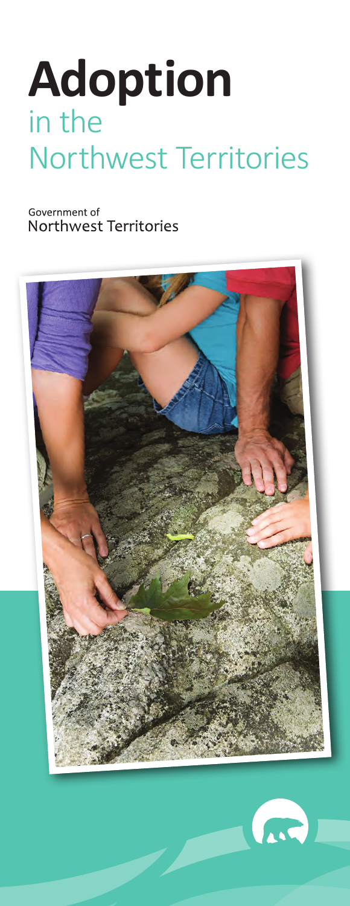# Adoption
## in the Northwest Territories

Government of
Northwest Territories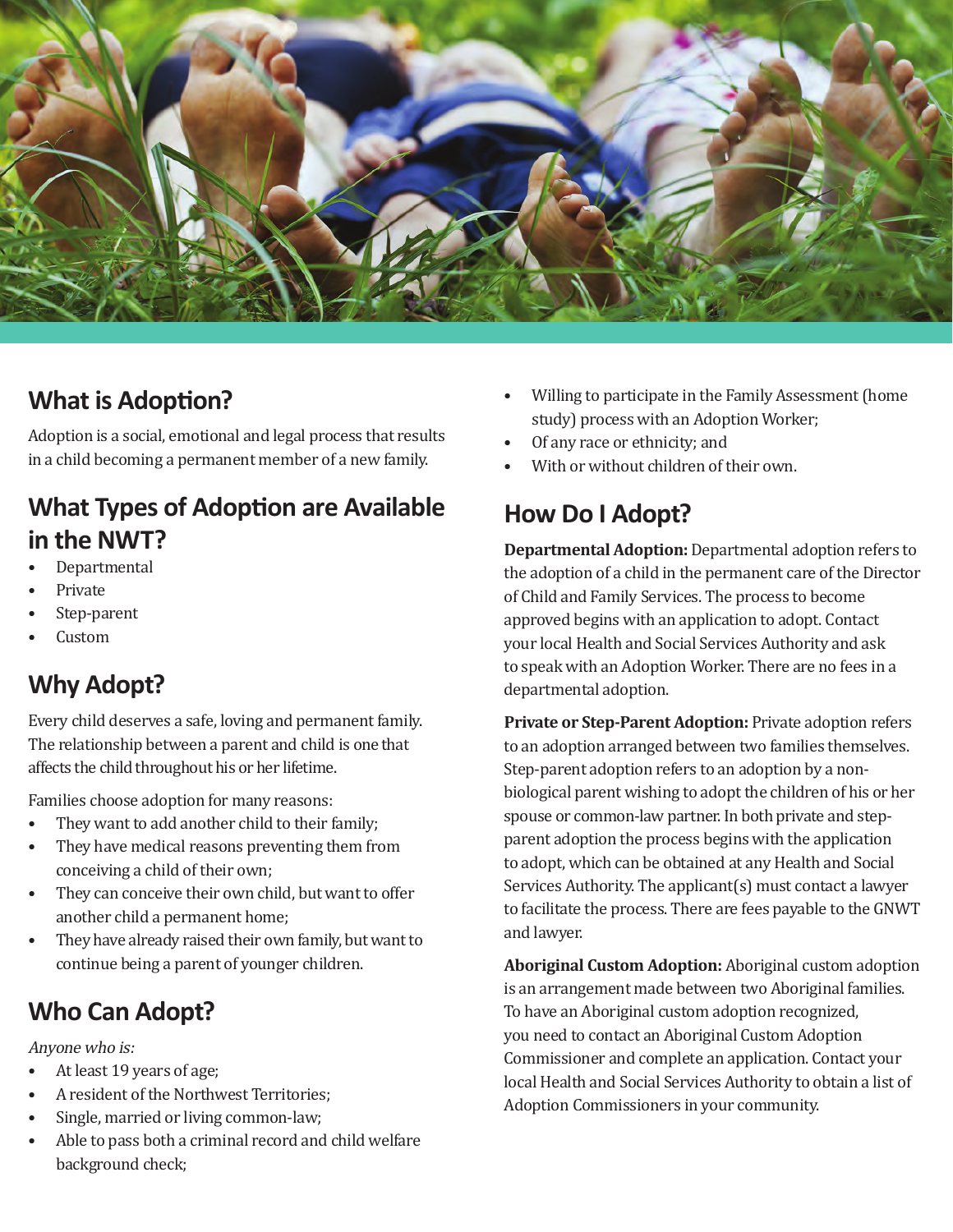## What is Adoption?

Adoption is a social, emotional and legal process that results in a child becoming a permanent member of a new family.

## What Types of Adoption are Available in the NWT?

- Departmental
- Private
- Step-parent
- Custom

## Why Adopt?

Every child deserves a safe, loving and permanent family. The relationship between a parent and child is one that affects the child throughout his or her lifetime.

Families choose adoption for many reasons:

- They want to add another child to their family;
- They have medical reasons preventing them from conceiving a child of their own;
- They can conceive their own child, but want to offer another child a permanent home;
- They have already raised their own family, but want to continue being a parent of younger children.

## Who Can Adopt?

*Anyone who is:*

- At least 19 years of age;
- A resident of the Northwest Territories;
- Single, married or living common-law;
- Able to pass both a criminal record and child welfare background check;
- Willing to participate in the Family Assessment (home study) process with an Adoption Worker;
- Of any race or ethnicity; and
- With or without children of their own.

## How Do I Adopt?

**Departmental Adoption:** Departmental adoption refers to the adoption of a child in the permanent care of the Director of Child and Family Services. The process to become approved begins with an application to adopt. Contact your local Health and Social Services Authority and ask to speak with an Adoption Worker. There are no fees in a departmental adoption.

**Private or Step-Parent Adoption:** Private adoption refers to an adoption arranged between two families themselves. Step-parent adoption refers to an adoption by a non-biological parent wishing to adopt the children of his or her spouse or common-law partner. In both private and step-parent adoption the process begins with the application to adopt, which can be obtained at any Health and Social Services Authority. The applicant(s) must contact a lawyer to facilitate the process. There are fees payable to the GNWT and lawyer.

**Aboriginal Custom Adoption:** Aboriginal custom adoption is an arrangement made between two Aboriginal families. To have an Aboriginal custom adoption recognized, you need to contact an Aboriginal Custom Adoption Commissioner and complete an application. Contact your local Health and Social Services Authority to obtain a list of Adoption Commissioners in your community.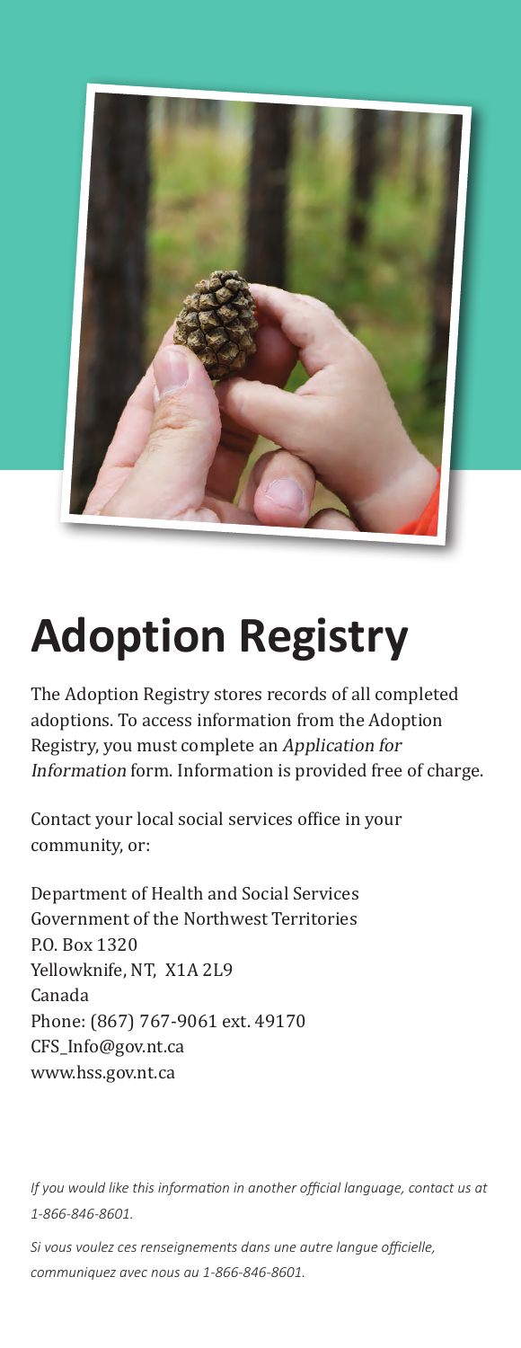# Adoption Registry

The Adoption Registry stores records of all completed adoptions. To access information from the Adoption Registry, you must complete an *Application for Information* form. Information is provided free of charge.

Contact your local social services office in your community, or:

Department of Health and Social Services
Government of the Northwest Territories
P.O. Box 1320
Yellowknife, NT, X1A 2L9
Canada
Phone: (867) 767-9061 ext. 49170
CFS_Info@gov.nt.ca
www.hss.gov.nt.ca

*If you would like this information in another official language, contact us at 1-866-846-8601.*

*Si vous voulez ces renseignements dans une autre langue officielle, communiquez avec nous au 1-866-846-8601.*